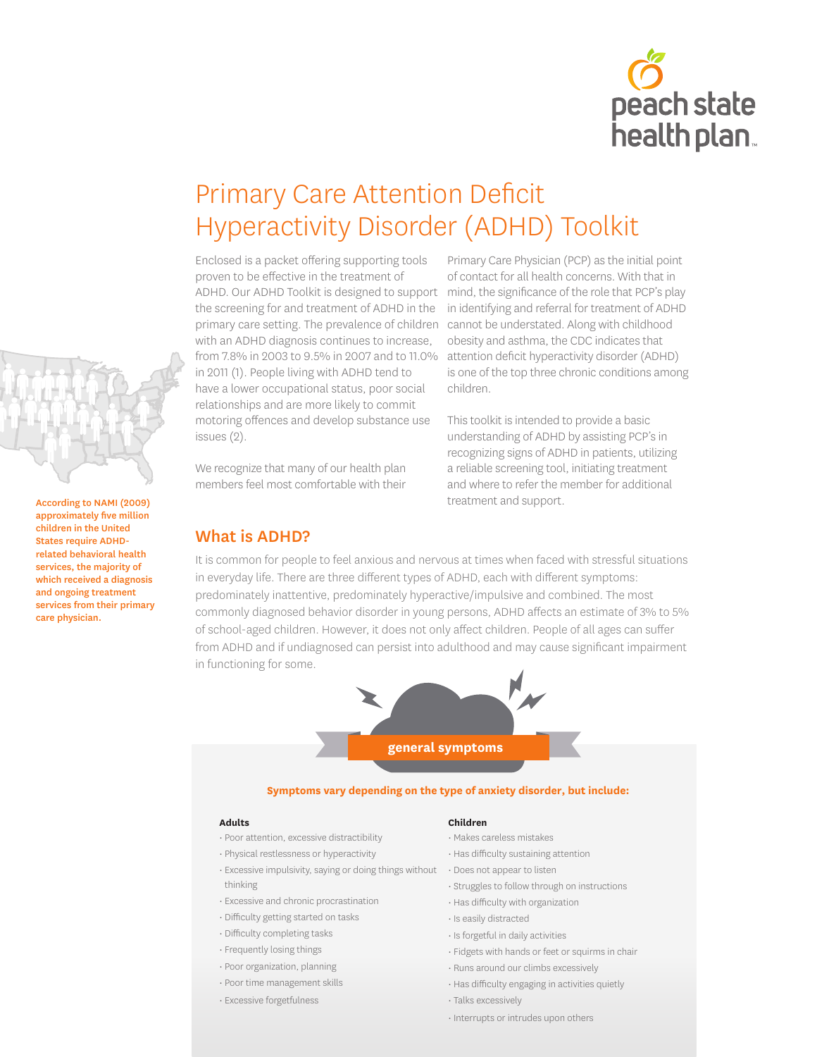# Primary Care Attention Deficit Hyperactivity Disorder (ADHD) Toolkit

**According to NAMI (2009) approximately five million children in the United States require ADHD-related behavioral health services, the majority of which received a diagnosis and ongoing treatment services from their primary care physician.**

Enclosed is a packet offering supporting tools proven to be effective in the treatment of ADHD. Our ADHD Toolkit is designed to support the screening for and treatment of ADHD in the primary care setting. The prevalence of children with an ADHD diagnosis continues to increase, from 7.8% in 2003 to 9.5% in 2007 and to 11.0% in 2011 (1). People living with ADHD tend to have a lower occupational status, poor social relationships and are more likely to commit motoring offences and develop substance use issues (2).

We recognize that many of our health plan members feel most comfortable with their Primary Care Physician (PCP) as the initial point of contact for all health concerns. With that in mind, the significance of the role that PCP's play in identifying and referral for treatment of ADHD cannot be understated. Along with childhood obesity and asthma, the CDC indicates that attention deficit hyperactivity disorder (ADHD) is one of the top three chronic conditions among children.

This toolkit is intended to provide a basic understanding of ADHD by assisting PCP's in recognizing signs of ADHD in patients, utilizing a reliable screening tool, initiating treatment and where to refer the member for additional treatment and support.

## What is ADHD?

It is common for people to feel anxious and nervous at times when faced with stressful situations in everyday life. There are three different types of ADHD, each with different symptoms: predominately inattentive, predominately hyperactive/impulsive and combined. The most commonly diagnosed behavior disorder in young persons, ADHD affects an estimate of 3% to 5% of school-aged children. However, it does not only affect children. People of all ages can suffer from ADHD and if undiagnosed can persist into adulthood and may cause significant impairment in functioning for some.

### general symptoms

**Symptoms vary depending on the type of anxiety disorder, but include:**

**Adults**

- Poor attention, excessive distractibility
- Physical restlessness or hyperactivity
- Excessive impulsivity, saying or doing things without thinking
- Excessive and chronic procrastination
- Difficulty getting started on tasks
- Difficulty completing tasks
- Frequently losing things
- Poor organization, planning
- Poor time management skills
- Excessive forgetfulness

**Children**

- Makes careless mistakes
- Has difficulty sustaining attention
- Does not appear to listen
- Struggles to follow through on instructions
- Has difficulty with organization
- Is easily distracted
- Is forgetful in daily activities
- Fidgets with hands or feet or squirms in chair
- Runs around our climbs excessively
- Has difficulty engaging in activities quietly
- Talks excessively
- Interrupts or intrudes upon others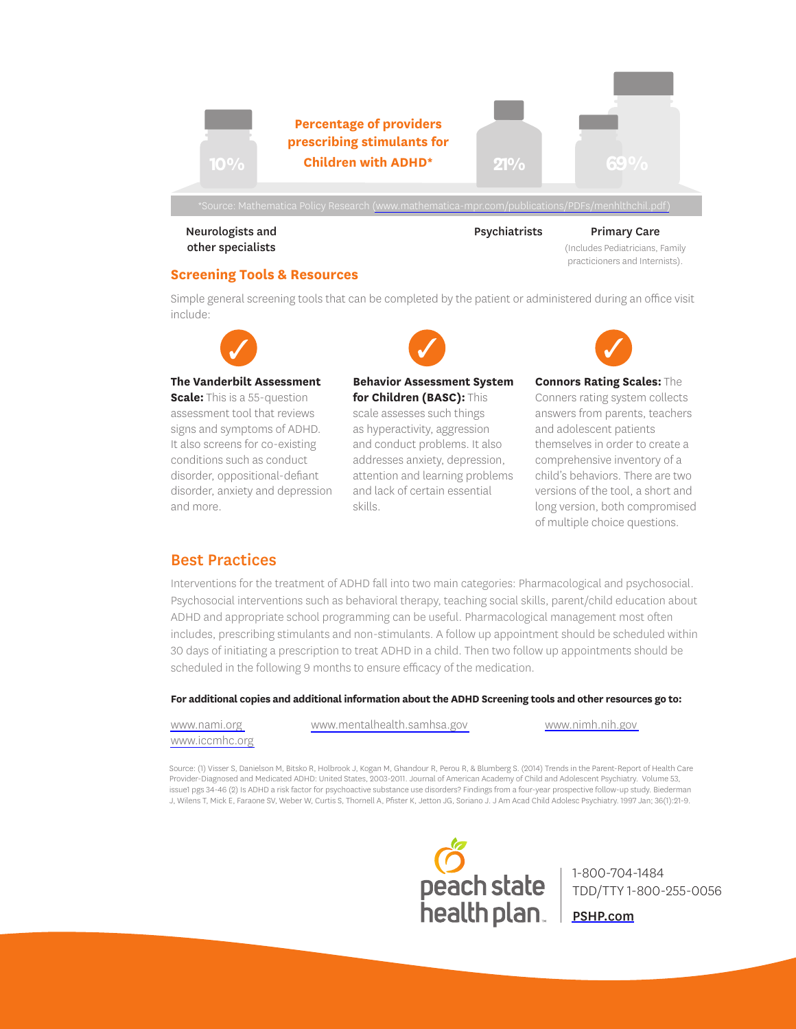**Percentage of providers prescribing stimulants for Children with ADHD***

10%

21%

69%

*Source: Mathematica Policy Research (www.mathematica-mpr.com/publications/PDFs/menhlthchil.pdf)

Neurologists and other specialists

Psychiatrists

Primary Care
(Includes Pediatricians, Family practicioners and Internists).

## Screening Tools & Resources

Simple general screening tools that can be completed by the patient or administered during an office visit include:

**The Vanderbilt Assessment Scale:** This is a 55-question assessment tool that reviews signs and symptoms of ADHD. It also screens for co-existing conditions such as conduct disorder, oppositional-defiant disorder, anxiety and depression and more.

**Behavior Assessment System for Children (BASC):** This scale assesses such things as hyperactivity, aggression and conduct problems. It also addresses anxiety, depression, attention and learning problems and lack of certain essential skills.

**Connors Rating Scales:** The Conners rating system collects answers from parents, teachers and adolescent patients themselves in order to create a comprehensive inventory of a child's behaviors. There are two versions of the tool, a short and long version, both compromised of multiple choice questions.

## Best Practices

Interventions for the treatment of ADHD fall into two main categories: Pharmacological and psychosocial. Psychosocial interventions such as behavioral therapy, teaching social skills, parent/child education about ADHD and appropriate school programming can be useful. Pharmacological management most often includes, prescribing stimulants and non-stimulants. A follow up appointment should be scheduled within 30 days of initiating a prescription to treat ADHD in a child. Then two follow up appointments should be scheduled in the following 9 months to ensure efficacy of the medication.

**For additional copies and additional information about the ADHD Screening tools and other resources go to:**

www.nami.org
www.iccmhc.org
www.mentalhealth.samhsa.gov
www.nimh.nih.gov

Source: (1) Visser S, Danielson M, Bitsko R, Holbrook J, Kogan M, Ghandour R, Perou R, & Blumberg S. (2014) Trends in the Parent-Report of Health Care Provider-Diagnosed and Medicated ADHD: United States, 2003-2011. Journal of American Academy of Child and Adolescent Psychiatry. Volume 53, issue1 pgs 34-46 (2) Is ADHD a risk factor for psychoactive substance use disorders? Findings from a four-year prospective follow-up study. Biederman J, Wilens T, Mick E, Faraone SV, Weber W, Curtis S, Thornell A, Pfister K, Jetton JG, Soriano J. J Am Acad Child Adolesc Psychiatry. 1997 Jan; 36(1):21-9.

peach state health plan

1-800-704-1484
TDD/TTY 1-800-255-0056
**PSHP.com**